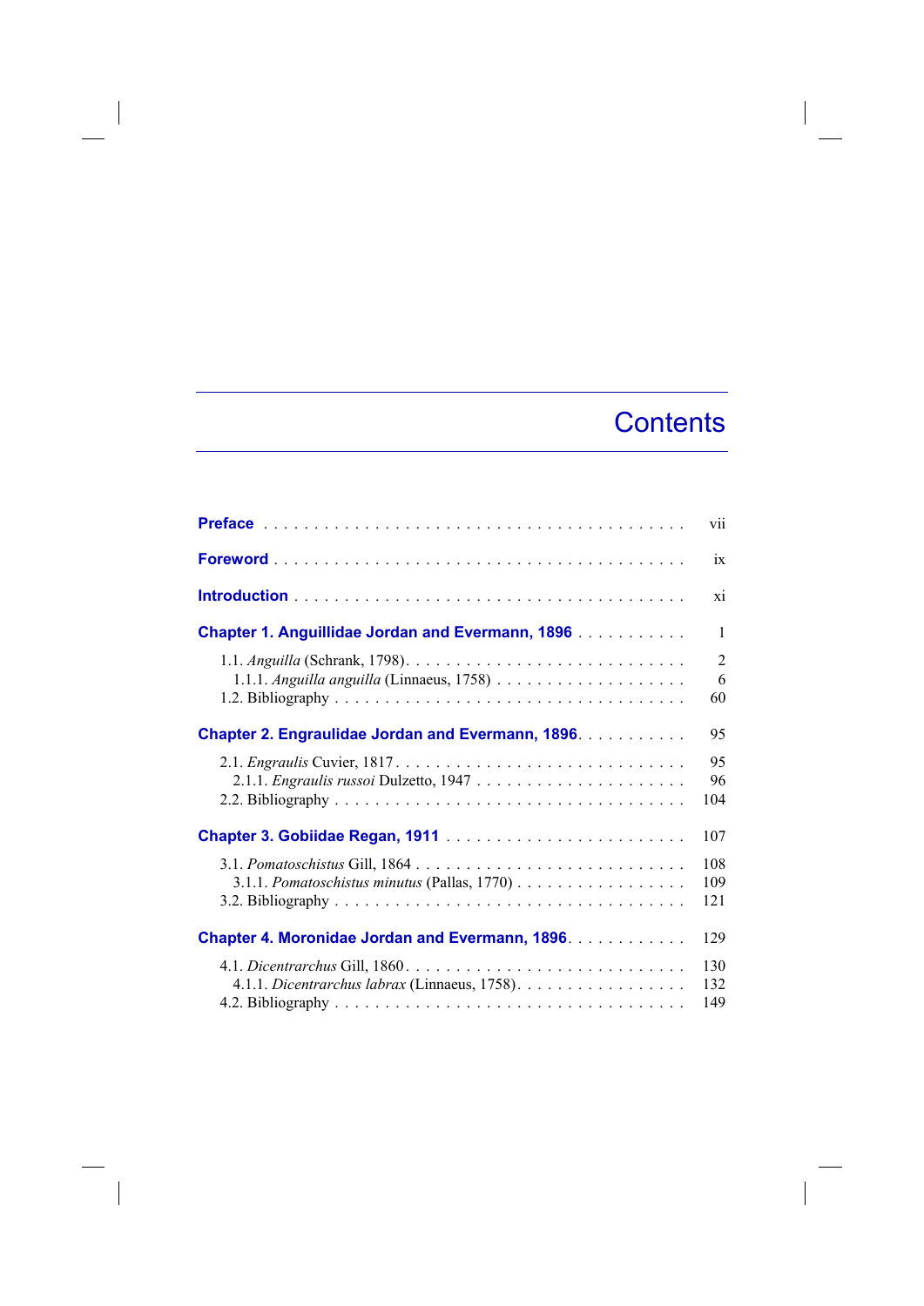# Contents

**Preface** . . . . . . . . . . . . . . . . . . . . . . . . . . . . . . . . . . . . . . . . . vii

**Foreword** . . . . . . . . . . . . . . . . . . . . . . . . . . . . . . . . . . . . . . . . ix

**Introduction** . . . . . . . . . . . . . . . . . . . . . . . . . . . . . . . . . . . . . . xi

**Chapter 1. Anguillidae Jordan and Evermann, 1896** . . . . . . . . . . . 1

1.1. *Anguilla* (Schrank, 1798). . . . . . . . . . . . . . . . . . . . . . . . . . . . 2
 1.1.1. *Anguilla anguilla* (Linnaeus, 1758) . . . . . . . . . . . . . . . . . . . 6
1.2. Bibliography . . . . . . . . . . . . . . . . . . . . . . . . . . . . . . . . . . . 60

**Chapter 2. Engraulidae Jordan and Evermann, 1896**. . . . . . . . . . . 95

2.1. *Engraulis* Cuvier, 1817 . . . . . . . . . . . . . . . . . . . . . . . . . . . . 95
 2.1.1. *Engraulis russoi* Dulzetto, 1947 . . . . . . . . . . . . . . . . . . . . . 96
2.2. Bibliography . . . . . . . . . . . . . . . . . . . . . . . . . . . . . . . . . . . 104

**Chapter 3. Gobiidae Regan, 1911** . . . . . . . . . . . . . . . . . . . . . . . . 107

3.1. *Pomatoschistus* Gill, 1864 . . . . . . . . . . . . . . . . . . . . . . . . . . 108
 3.1.1. *Pomatoschistus minutus* (Pallas, 1770) . . . . . . . . . . . . . . . . . 109
3.2. Bibliography . . . . . . . . . . . . . . . . . . . . . . . . . . . . . . . . . . . 121

**Chapter 4. Moronidae Jordan and Evermann, 1896**. . . . . . . . . . . . 129

4.1. *Dicentrarchus* Gill, 1860 . . . . . . . . . . . . . . . . . . . . . . . . . . . 130
 4.1.1. *Dicentrarchus labrax* (Linnaeus, 1758). . . . . . . . . . . . . . . . . 132
4.2. Bibliography . . . . . . . . . . . . . . . . . . . . . . . . . . . . . . . . . . . 149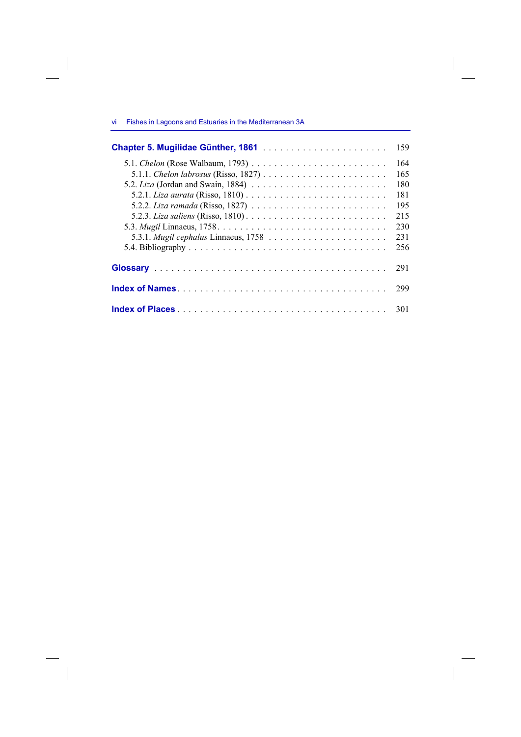**Chapter 5. Mugilidae Günther, 1861** . . . . . . . . . . . . . . . . . . . . . . 159

5.1. *Chelon* (Rose Walbaum, 1793) . . . . . . . . . . . . . . . . . . . . . . . . 164
 5.1.1. *Chelon labrosus* (Risso, 1827) . . . . . . . . . . . . . . . . . . . . . . 165
5.2. *Liza* (Jordan and Swain, 1884) . . . . . . . . . . . . . . . . . . . . . . . 180
 5.2.1. *Liza aurata* (Risso, 1810) . . . . . . . . . . . . . . . . . . . . . . . . 181
 5.2.2. *Liza ramada* (Risso, 1827) . . . . . . . . . . . . . . . . . . . . . . . 195
 5.2.3. *Liza saliens* (Risso, 1810) . . . . . . . . . . . . . . . . . . . . . . . . 215
5.3. *Mugil* Linnaeus, 1758 . . . . . . . . . . . . . . . . . . . . . . . . . . . . 230
 5.3.1. *Mugil cephalus* Linnaeus, 1758 . . . . . . . . . . . . . . . . . . . . . 231
5.4. Bibliography . . . . . . . . . . . . . . . . . . . . . . . . . . . . . . . . . 256

**Glossary** . . . . . . . . . . . . . . . . . . . . . . . . . . . . . . . . . . . . . 291

**Index of Names** . . . . . . . . . . . . . . . . . . . . . . . . . . . . . . . . . 299

**Index of Places** . . . . . . . . . . . . . . . . . . . . . . . . . . . . . . . . . 301